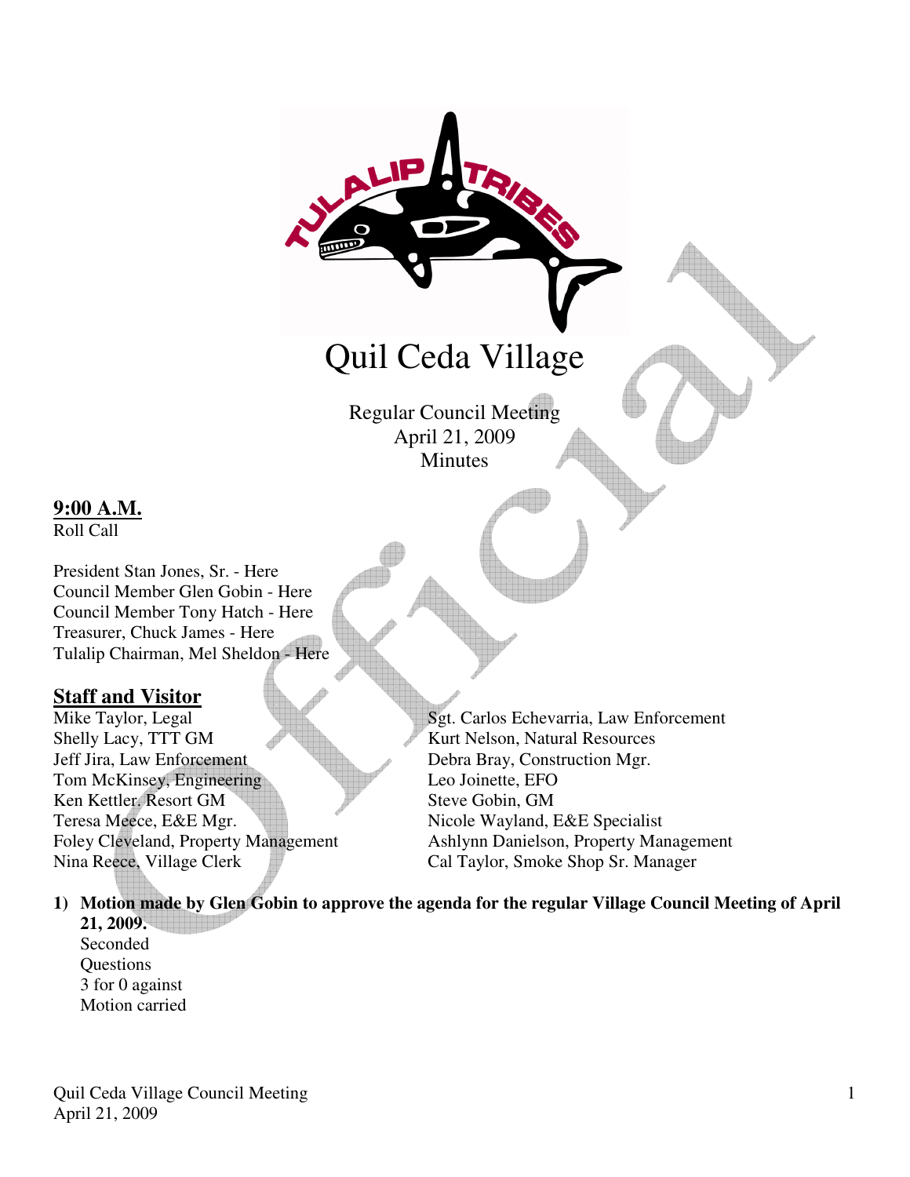# Quil Ceda Village

Regular Council Meeting
April 21, 2009
Minutes

**9:00 A.M.**
Roll Call

President Stan Jones, Sr. - Here
Council Member Glen Gobin - Here
Council Member Tony Hatch - Here
Treasurer, Chuck James - Here
Tulalip Chairman, Mel Sheldon - Here

## Staff and Visitor

Mike Taylor, Legal
Shelly Lacy, TTT GM
Jeff Jira, Law Enforcement
Tom McKinsey, Engineering
Ken Kettler, Resort GM
Teresa Meece, E&E Mgr.
Foley Cleveland, Property Management
Nina Reece, Village Clerk
Sgt. Carlos Echevarria, Law Enforcement
Kurt Nelson, Natural Resources
Debra Bray, Construction Mgr.
Leo Joinette, EFO
Steve Gobin, GM
Nicole Wayland, E&E Specialist
Ashlynn Danielson, Property Management
Cal Taylor, Smoke Shop Sr. Manager

1) **Motion made by Glen Gobin to approve the agenda for the regular Village Council Meeting of April 21, 2009.**
   Seconded
   Questions
   3 for 0 against
   Motion carried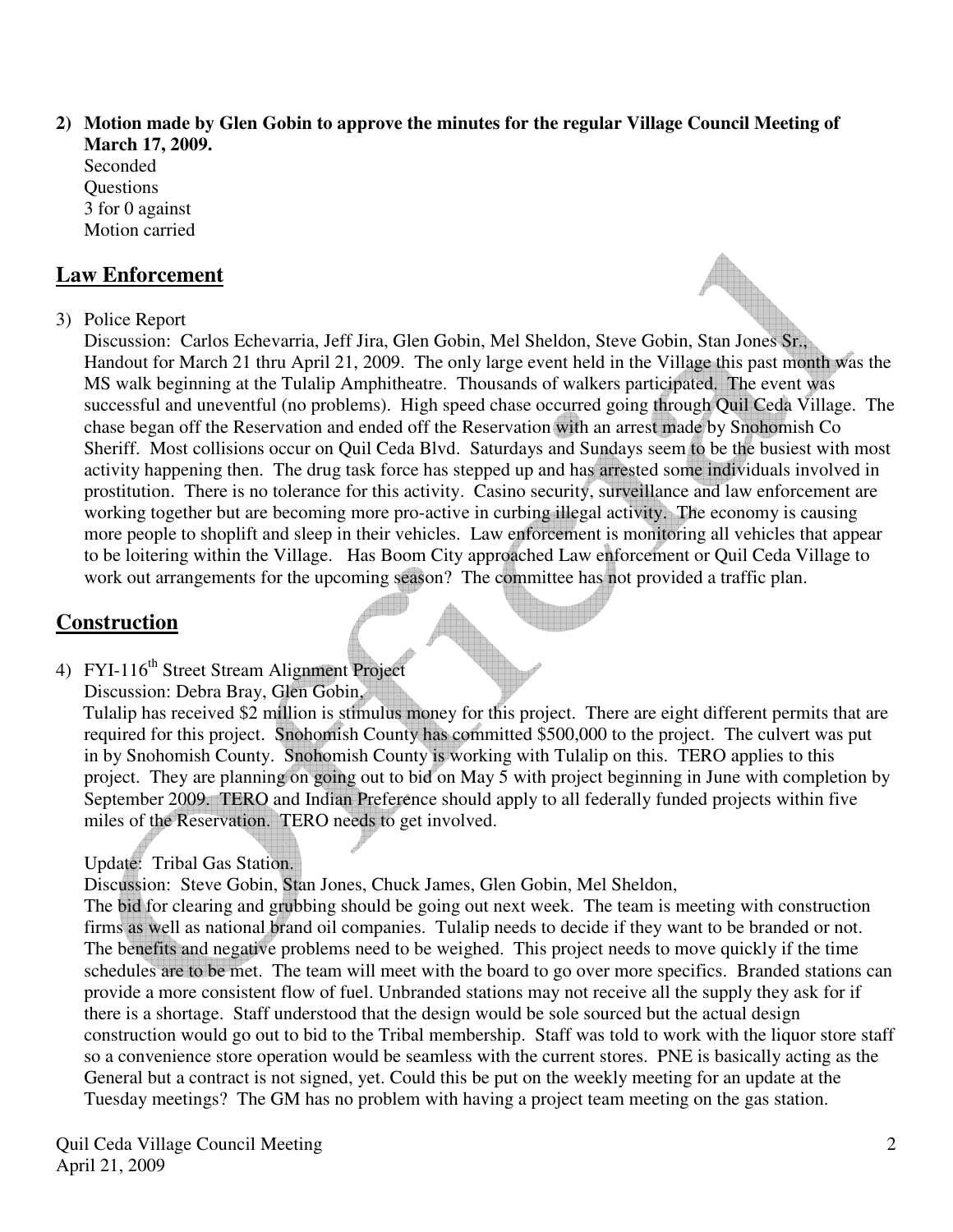**2) Motion made by Glen Gobin to approve the minutes for the regular Village Council Meeting of March 17, 2009.**

Seconded
Questions
3 for 0 against
Motion carried

## Law Enforcement

3) Police Report

Discussion: Carlos Echevarria, Jeff Jira, Glen Gobin, Mel Sheldon, Steve Gobin, Stan Jones Sr., Handout for March 21 thru April 21, 2009. The only large event held in the Village this past month was the MS walk beginning at the Tulalip Amphitheatre. Thousands of walkers participated. The event was successful and uneventful (no problems). High speed chase occurred going through Quil Ceda Village. The chase began off the Reservation and ended off the Reservation with an arrest made by Snohomish Co Sheriff. Most collisions occur on Quil Ceda Blvd. Saturdays and Sundays seem to be the busiest with most activity happening then. The drug task force has stepped up and has arrested some individuals involved in prostitution. There is no tolerance for this activity. Casino security, surveillance and law enforcement are working together but are becoming more pro-active in curbing illegal activity. The economy is causing more people to shoplift and sleep in their vehicles. Law enforcement is monitoring all vehicles that appear to be loitering within the Village. Has Boom City approached Law enforcement or Quil Ceda Village to work out arrangements for the upcoming season? The committee has not provided a traffic plan.

## Construction

4) FYI-116th Street Stream Alignment Project

Discussion: Debra Bray, Glen Gobin,

Tulalip has received $2 million is stimulus money for this project. There are eight different permits that are required for this project. Snohomish County has committed $500,000 to the project. The culvert was put in by Snohomish County. Snohomish County is working with Tulalip on this. TERO applies to this project. They are planning on going out to bid on May 5 with project beginning in June with completion by September 2009. TERO and Indian Preference should apply to all federally funded projects within five miles of the Reservation. TERO needs to get involved.

Update: Tribal Gas Station.

Discussion: Steve Gobin, Stan Jones, Chuck James, Glen Gobin, Mel Sheldon,

The bid for clearing and grubbing should be going out next week. The team is meeting with construction firms as well as national brand oil companies. Tulalip needs to decide if they want to be branded or not. The benefits and negative problems need to be weighed. This project needs to move quickly if the time schedules are to be met. The team will meet with the board to go over more specifics. Branded stations can provide a more consistent flow of fuel. Unbranded stations may not receive all the supply they ask for if there is a shortage. Staff understood that the design would be sole sourced but the actual design construction would go out to bid to the Tribal membership. Staff was told to work with the liquor store staff so a convenience store operation would be seamless with the current stores. PNE is basically acting as the General but a contract is not signed, yet. Could this be put on the weekly meeting for an update at the Tuesday meetings? The GM has no problem with having a project team meeting on the gas station.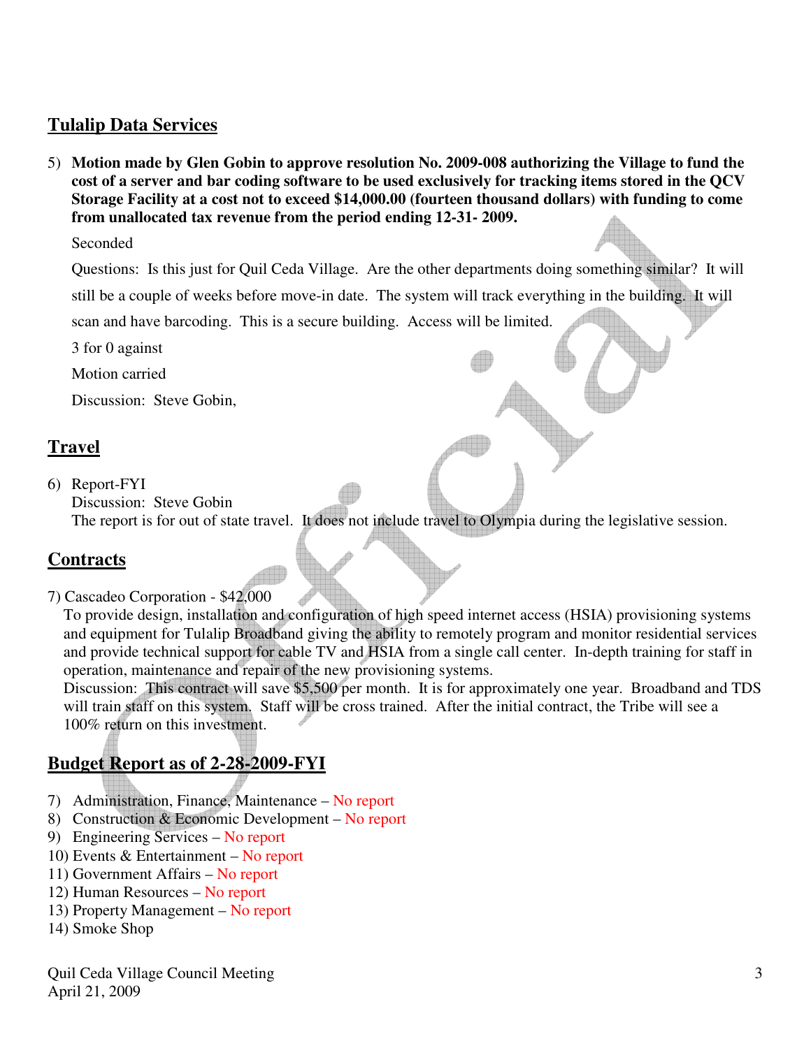## Tulalip Data Services

5) **Motion made by Glen Gobin to approve resolution No. 2009-008 authorizing the Village to fund the cost of a server and bar coding software to be used exclusively for tracking items stored in the QCV Storage Facility at a cost not to exceed $14,000.00 (fourteen thousand dollars) with funding to come from unallocated tax revenue from the period ending 12-31- 2009.**

   Seconded

   Questions: Is this just for Quil Ceda Village. Are the other departments doing something similar? It will still be a couple of weeks before move-in date. The system will track everything in the building. It will scan and have barcoding. This is a secure building. Access will be limited.

   3 for 0 against

   Motion carried

   Discussion: Steve Gobin,

## Travel

6) Report-FYI
   Discussion: Steve Gobin
   The report is for out of state travel. It does not include travel to Olympia during the legislative session.

## Contracts

7) Cascadeo Corporation - $42,000
   To provide design, installation and configuration of high speed internet access (HSIA) provisioning systems and equipment for Tulalip Broadband giving the ability to remotely program and monitor residential services and provide technical support for cable TV and HSIA from a single call center. In-depth training for staff in operation, maintenance and repair of the new provisioning systems.
   Discussion: This contract will save $5,500 per month. It is for approximately one year. Broadband and TDS will train staff on this system. Staff will be cross trained. After the initial contract, the Tribe will see a 100% return on this investment.

## Budget Report as of 2-28-2009-FYI

7) Administration, Finance, Maintenance – No report
8) Construction & Economic Development – No report
9) Engineering Services – No report
10) Events & Entertainment – No report
11) Government Affairs – No report
12) Human Resources – No report
13) Property Management – No report
14) Smoke Shop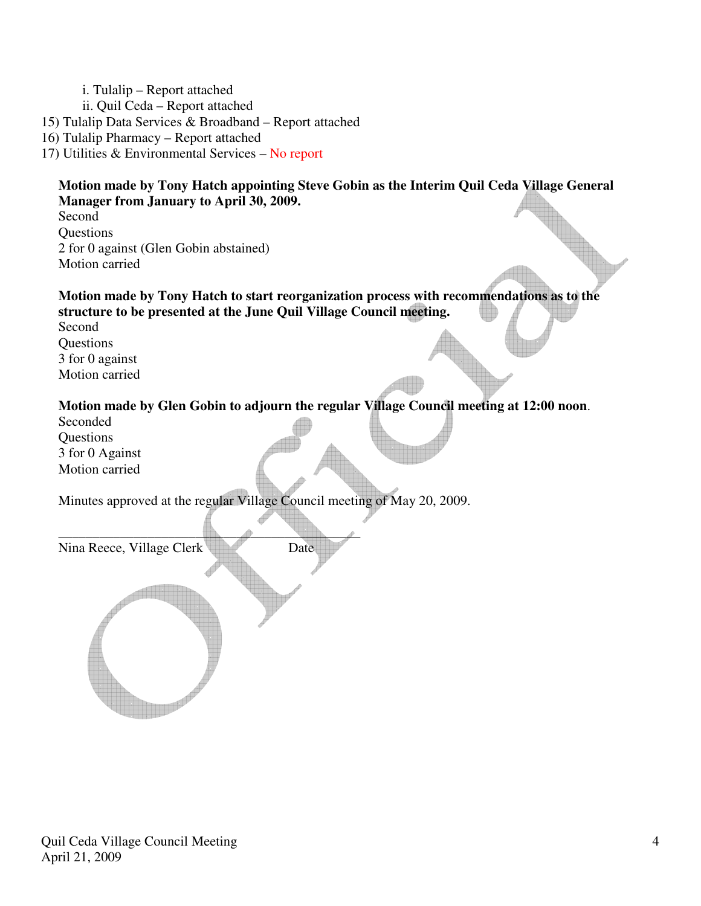i. Tulalip – Report attached
   ii. Quil Ceda – Report attached

15) Tulalip Data Services & Broadband – Report attached
16) Tulalip Pharmacy – Report attached
17) Utilities & Environmental Services – No report

**Motion made by Tony Hatch appointing Steve Gobin as the Interim Quil Ceda Village General Manager from January to April 30, 2009.**
Second
Questions
2 for 0 against (Glen Gobin abstained)
Motion carried

**Motion made by Tony Hatch to start reorganization process with recommendations as to the structure to be presented at the June Quil Village Council meeting.**
Second
Questions
3 for 0 against
Motion carried

**Motion made by Glen Gobin to adjourn the regular Village Council meeting at 12:00 noon**.
Seconded
Questions
3 for 0 Against
Motion carried

Minutes approved at the regular Village Council meeting of May 20, 2009.

\_\_\_\_\_\_\_\_\_\_\_\_\_\_\_\_\_\_\_\_\_\_\_\_\_\_\_\_\_\_\_\_\_\_\_\_\_\_\_\_\_\_\_\_\_\_
Nina Reece, Village Clerk                    Date